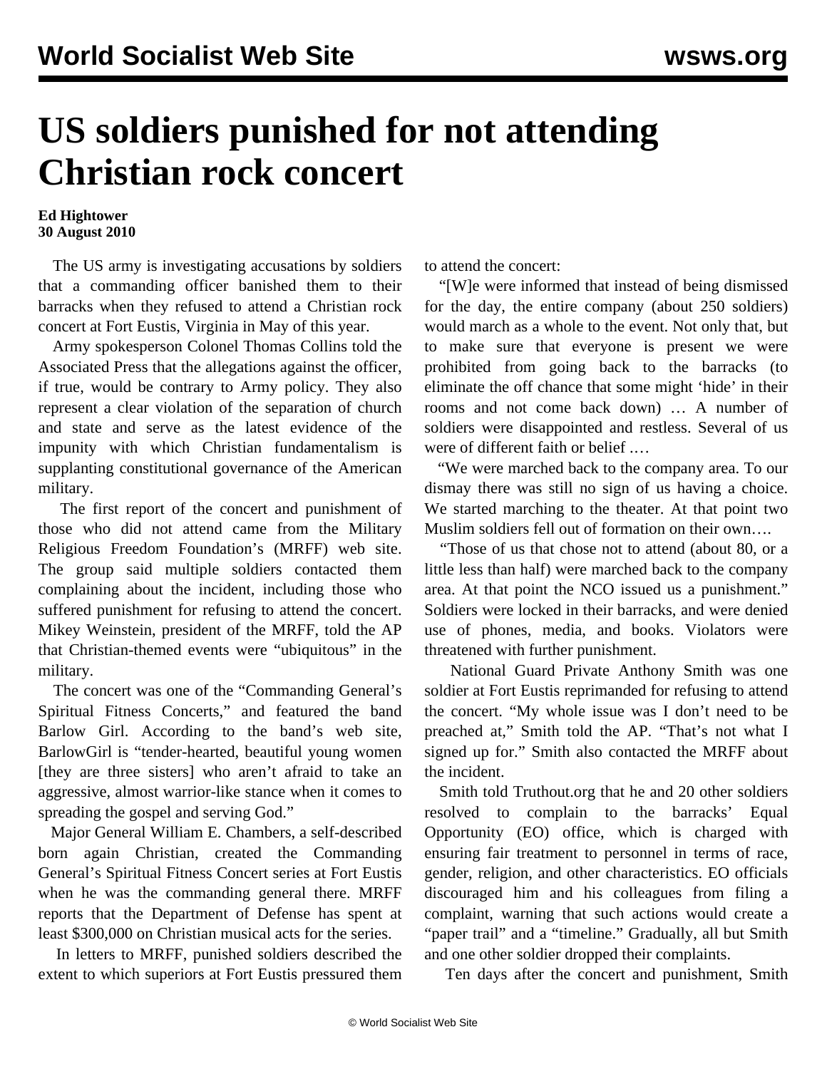# US soldiers punished for not attending Christian rock concert

**Ed Hightower**
**30 August 2010**

The US army is investigating accusations by soldiers that a commanding officer banished them to their barracks when they refused to attend a Christian rock concert at Fort Eustis, Virginia in May of this year.

Army spokesperson Colonel Thomas Collins told the Associated Press that the allegations against the officer, if true, would be contrary to Army policy. They also represent a clear violation of the separation of church and state and serve as the latest evidence of the impunity with which Christian fundamentalism is supplanting constitutional governance of the American military.

The first report of the concert and punishment of those who did not attend came from the Military Religious Freedom Foundation's (MRFF) web site. The group said multiple soldiers contacted them complaining about the incident, including those who suffered punishment for refusing to attend the concert. Mikey Weinstein, president of the MRFF, told the AP that Christian-themed events were "ubiquitous" in the military.

The concert was one of the "Commanding General's Spiritual Fitness Concerts," and featured the band Barlow Girl. According to the band's web site, BarlowGirl is "tender-hearted, beautiful young women [they are three sisters] who aren't afraid to take an aggressive, almost warrior-like stance when it comes to spreading the gospel and serving God."

Major General William E. Chambers, a self-described born again Christian, created the Commanding General's Spiritual Fitness Concert series at Fort Eustis when he was the commanding general there. MRFF reports that the Department of Defense has spent at least $300,000 on Christian musical acts for the series.

In letters to MRFF, punished soldiers described the extent to which superiors at Fort Eustis pressured them to attend the concert:

"[W]e were informed that instead of being dismissed for the day, the entire company (about 250 soldiers) would march as a whole to the event. Not only that, but to make sure that everyone is present we were prohibited from going back to the barracks (to eliminate the off chance that some might 'hide' in their rooms and not come back down) … A number of soldiers were disappointed and restless. Several of us were of different faith or belief .…

"We were marched back to the company area. To our dismay there was still no sign of us having a choice. We started marching to the theater. At that point two Muslim soldiers fell out of formation on their own….

"Those of us that chose not to attend (about 80, or a little less than half) were marched back to the company area. At that point the NCO issued us a punishment." Soldiers were locked in their barracks, and were denied use of phones, media, and books. Violators were threatened with further punishment.

National Guard Private Anthony Smith was one soldier at Fort Eustis reprimanded for refusing to attend the concert. "My whole issue was I don't need to be preached at," Smith told the AP. "That's not what I signed up for." Smith also contacted the MRFF about the incident.

Smith told Truthout.org that he and 20 other soldiers resolved to complain to the barracks' Equal Opportunity (EO) office, which is charged with ensuring fair treatment to personnel in terms of race, gender, religion, and other characteristics. EO officials discouraged him and his colleagues from filing a complaint, warning that such actions would create a "paper trail" and a "timeline." Gradually, all but Smith and one other soldier dropped their complaints.

Ten days after the concert and punishment, Smith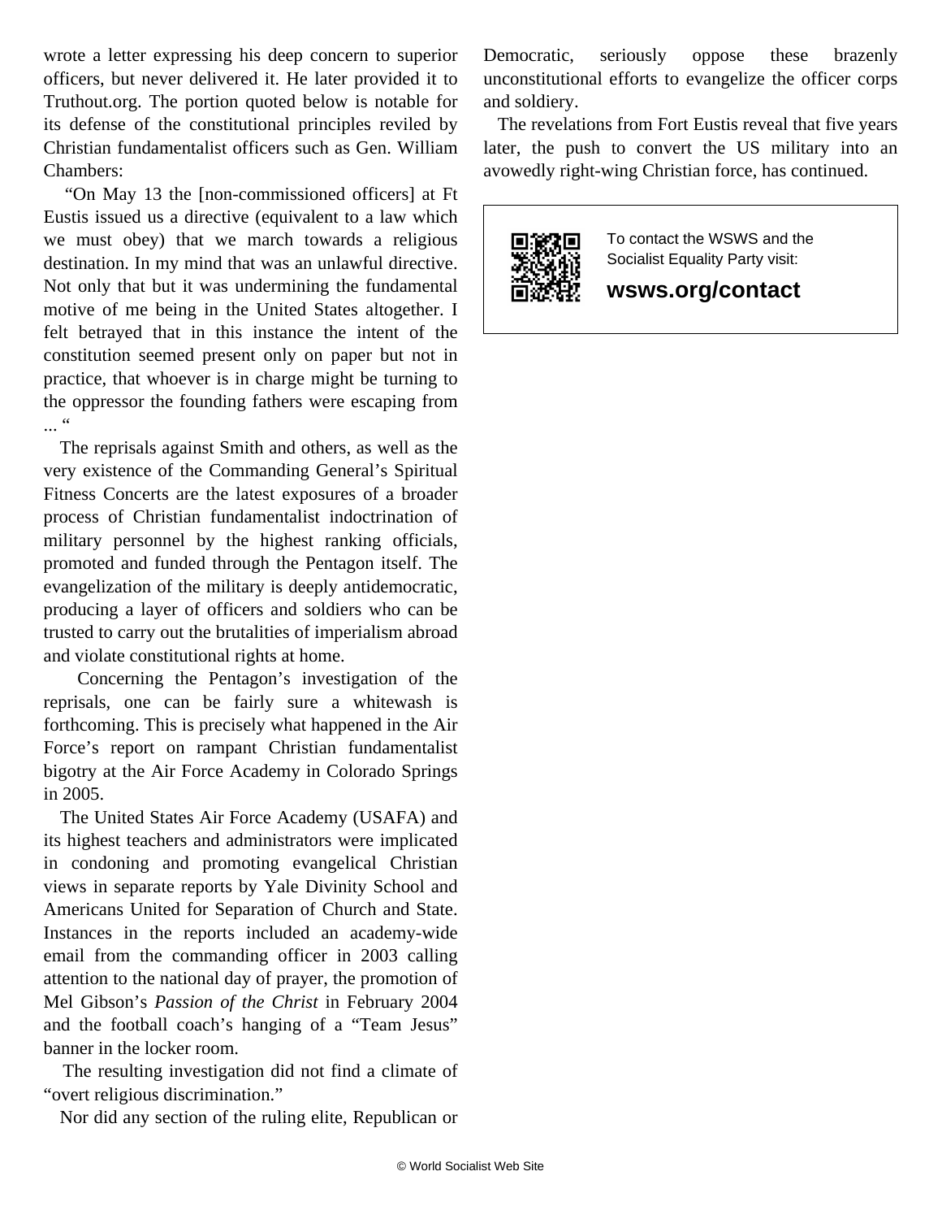wrote a letter expressing his deep concern to superior officers, but never delivered it. He later provided it to Truthout.org. The portion quoted below is notable for its defense of the constitutional principles reviled by Christian fundamentalist officers such as Gen. William Chambers:

"On May 13 the [non-commissioned officers] at Ft Eustis issued us a directive (equivalent to a law which we must obey) that we march towards a religious destination. In my mind that was an unlawful directive. Not only that but it was undermining the fundamental motive of me being in the United States altogether. I felt betrayed that in this instance the intent of the constitution seemed present only on paper but not in practice, that whoever is in charge might be turning to the oppressor the founding fathers were escaping from ... "

The reprisals against Smith and others, as well as the very existence of the Commanding General's Spiritual Fitness Concerts are the latest exposures of a broader process of Christian fundamentalist indoctrination of military personnel by the highest ranking officials, promoted and funded through the Pentagon itself. The evangelization of the military is deeply antidemocratic, producing a layer of officers and soldiers who can be trusted to carry out the brutalities of imperialism abroad and violate constitutional rights at home.

Concerning the Pentagon's investigation of the reprisals, one can be fairly sure a whitewash is forthcoming. This is precisely what happened in the Air Force's report on rampant Christian fundamentalist bigotry at the Air Force Academy in Colorado Springs in 2005.

The United States Air Force Academy (USAFA) and its highest teachers and administrators were implicated in condoning and promoting evangelical Christian views in separate reports by Yale Divinity School and Americans United for Separation of Church and State. Instances in the reports included an academy-wide email from the commanding officer in 2003 calling attention to the national day of prayer, the promotion of Mel Gibson's *Passion of the Christ* in February 2004 and the football coach's hanging of a "Team Jesus" banner in the locker room.

The resulting investigation did not find a climate of "overt religious discrimination."

Nor did any section of the ruling elite, Republican or Democratic, seriously oppose these brazenly unconstitutional efforts to evangelize the officer corps and soldiery.

The revelations from Fort Eustis reveal that five years later, the push to convert the US military into an avowedly right-wing Christian force, has continued.

To contact the WSWS and the Socialist Equality Party visit:

**wsws.org/contact**